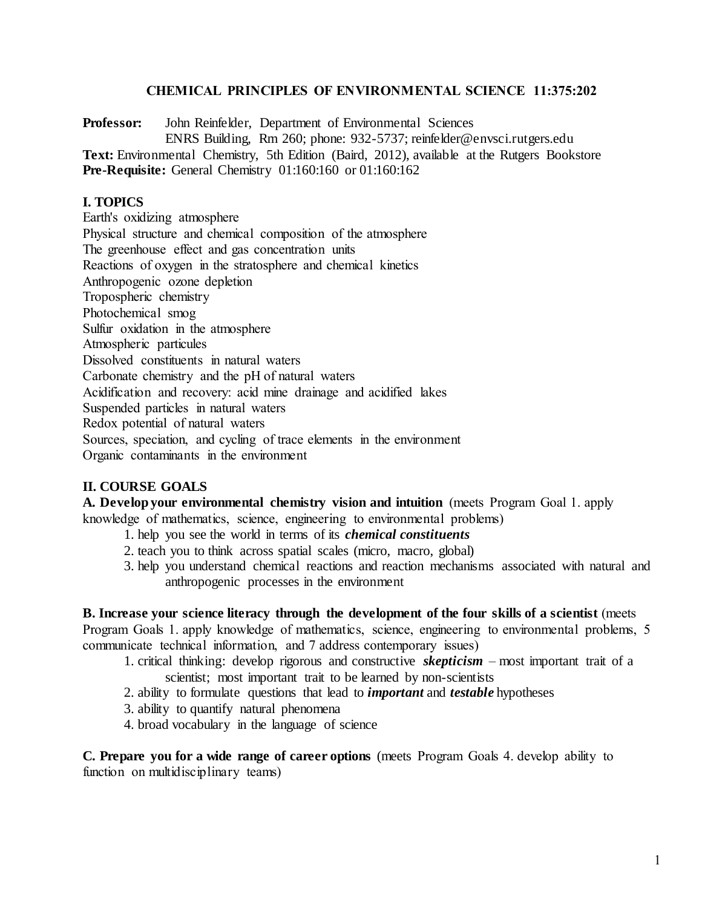# CHEMICAL PRINCIPLES OF ENVIRONMENTAL SCIENCE 11:375:202

**Professor:** John Reinfelder, Department of Environmental Sciences
ENRS Building, Rm 260; phone: 932-5737; reinfelder@envsci.rutgers.edu

**Text:** Environmental Chemistry, 5th Edition (Baird, 2012), available at the Rutgers Bookstore

**Pre-Requisite:** General Chemistry 01:160:160 or 01:160:162

## I. TOPICS

Earth's oxidizing atmosphere
Physical structure and chemical composition of the atmosphere
The greenhouse effect and gas concentration units
Reactions of oxygen in the stratosphere and chemical kinetics
Anthropogenic ozone depletion
Tropospheric chemistry
Photochemical smog
Sulfur oxidation in the atmosphere
Atmospheric particules
Dissolved constituents in natural waters
Carbonate chemistry and the pH of natural waters
Acidification and recovery: acid mine drainage and acidified lakes
Suspended particles in natural waters
Redox potential of natural waters
Sources, speciation, and cycling of trace elements in the environment
Organic contaminants in the environment

## II. COURSE GOALS

**A. Develop your environmental chemistry vision and intuition** (meets Program Goal 1. apply knowledge of mathematics, science, engineering to environmental problems)

1. help you see the world in terms of its ***chemical constituents***
2. teach you to think across spatial scales (micro, macro, global)
3. help you understand chemical reactions and reaction mechanisms associated with natural and anthropogenic processes in the environment

**B. Increase your science literacy through the development of the four skills of a scientist** (meets Program Goals 1. apply knowledge of mathematics, science, engineering to environmental problems, 5 communicate technical information, and 7 address contemporary issues)

1. critical thinking: develop rigorous and constructive ***skepticism*** – most important trait of a scientist; most important trait to be learned by non-scientists
2. ability to formulate questions that lead to ***important*** and ***testable*** hypotheses
3. ability to quantify natural phenomena
4. broad vocabulary in the language of science

**C. Prepare you for a wide range of career options** (meets Program Goals 4. develop ability to function on multidisciplinary teams)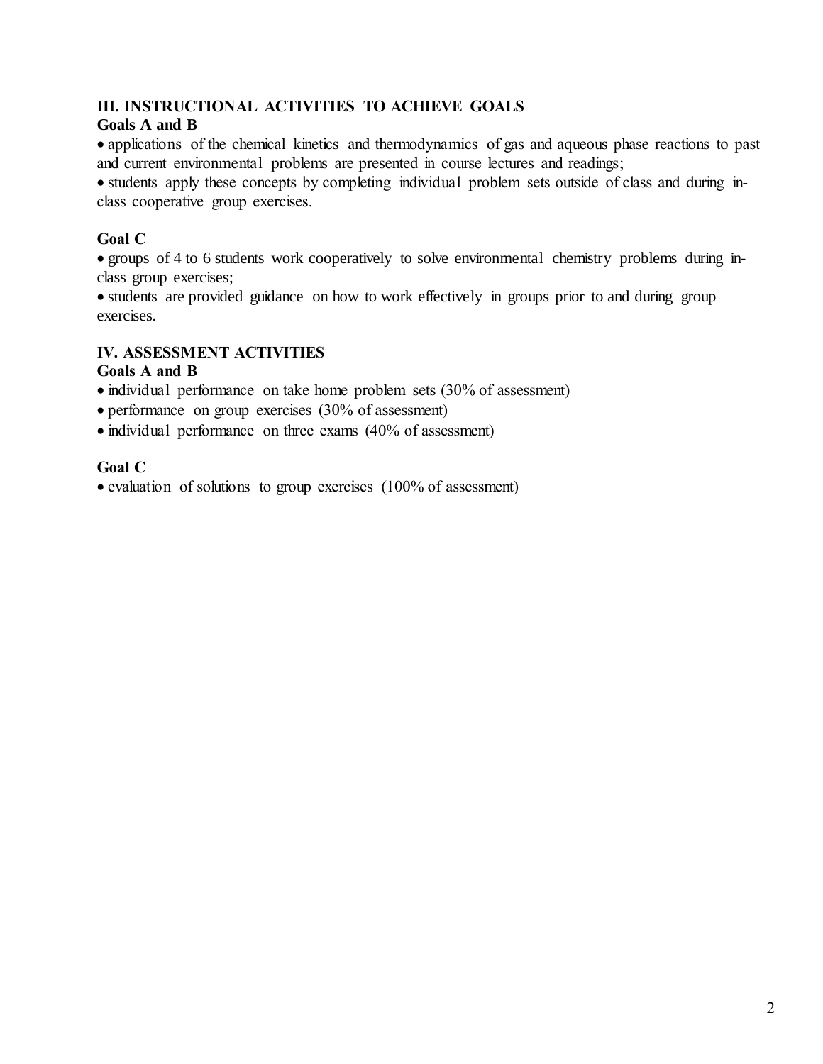## III. INSTRUCTIONAL ACTIVITIES TO ACHIEVE GOALS

**Goals A and B**

- applications of the chemical kinetics and thermodynamics of gas and aqueous phase reactions to past and current environmental problems are presented in course lectures and readings;
- students apply these concepts by completing individual problem sets outside of class and during in-class cooperative group exercises.

**Goal C**

- groups of 4 to 6 students work cooperatively to solve environmental chemistry problems during in-class group exercises;
- students are provided guidance on how to work effectively in groups prior to and during group exercises.

## IV. ASSESSMENT ACTIVITIES

**Goals A and B**

- individual performance on take home problem sets (30% of assessment)
- performance on group exercises (30% of assessment)
- individual performance on three exams (40% of assessment)

**Goal C**

- evaluation of solutions to group exercises (100% of assessment)